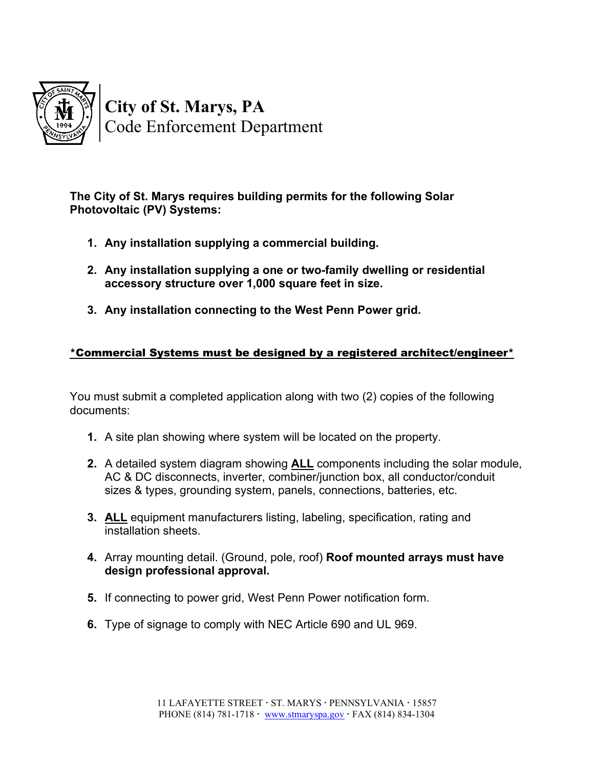# City of St. Marys, PA
## Code Enforcement Department

**The City of St. Marys requires building permits for the following Solar Photovoltaic (PV) Systems:**

1. **Any installation supplying a commercial building.**
2. **Any installation supplying a one or two-family dwelling or residential accessory structure over 1,000 square feet in size.**
3. **Any installation connecting to the West Penn Power grid.**

**<u>*Commercial Systems must be designed by a registered architect/engineer*</u>**

You must submit a completed application along with two (2) copies of the following documents:

1. A site plan showing where system will be located on the property.
2. A detailed system diagram showing **<u>ALL</u>** components including the solar module, AC & DC disconnects, inverter, combiner/junction box, all conductor/conduit sizes & types, grounding system, panels, connections, batteries, etc.
3. **<u>ALL</u>** equipment manufacturers listing, labeling, specification, rating and installation sheets.
4. Array mounting detail. (Ground, pole, roof) **Roof mounted arrays must have design professional approval.**
5. If connecting to power grid, West Penn Power notification form.
6. Type of signage to comply with NEC Article 690 and UL 969.

11 LAFAYETTE STREET · ST. MARYS · PENNSYLVANIA · 15857
PHONE (814) 781-1718 · www.stmaryspa.gov · FAX (814) 834-1304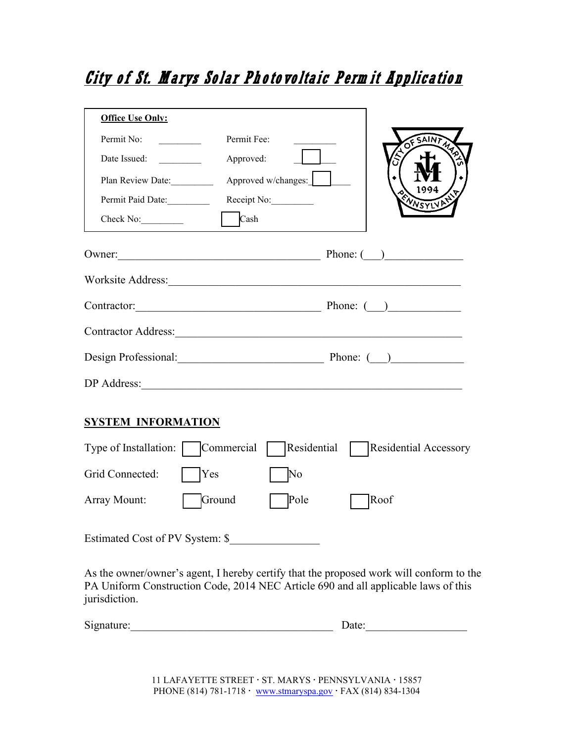# City of St. Marys Solar Photovoltaic Permit Application

**Office Use Only:**

| | | | |
|---|---|---|---|
| Permit No: | _________ | Permit Fee: | _________ |
| Date Issued: | _________ | Approved: | ☐ |
| Plan Review Date: | _________ | Approved w/changes: | ☐ |
| Permit Paid Date: | _________ | Receipt No: | _________ |
| Check No: | _________ | ☐ Cash | |

Owner:_____________________________________ Phone: (___)_____________

Worksite Address:_____________________________________________________

Contractor:_________________________________ Phone: (___)____________

Contractor Address:___________________________________________________

Design Professional:__________________________ Phone: (___)____________

DP Address:__________________________________________________________

**SYSTEM INFORMATION**

Type of Installation: ☐ Commercial ☐ Residential ☐ Residential Accessory

Grid Connected: ☐ Yes ☐ No

Array Mount: ☐ Ground ☐ Pole ☐ Roof

Estimated Cost of PV System: $_______________

As the owner/owner's agent, I hereby certify that the proposed work will conform to the PA Uniform Construction Code, 2014 NEC Article 690 and all applicable laws of this jurisdiction.

Signature:____________________________________ Date:_________________

11 LAFAYETTE STREET · ST. MARYS · PENNSYLVANIA · 15857
PHONE (814) 781-1718 · www.stmaryspa.gov · FAX (814) 834-1304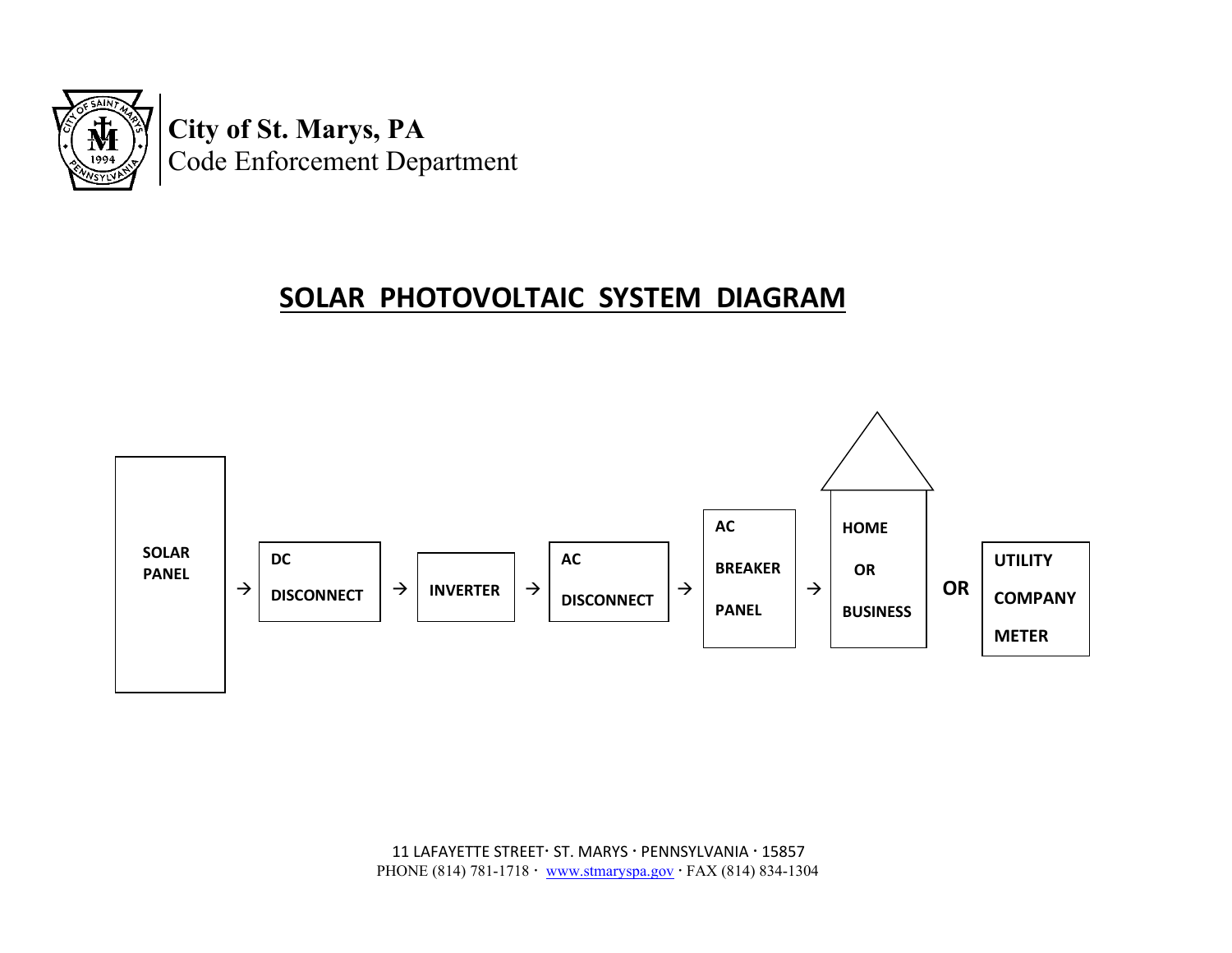**City of St. Marys, PA**
Code Enforcement Department

## SOLAR PHOTOVOLTAIC SYSTEM DIAGRAM

SOLAR PANEL → DC DISCONNECT → INVERTER → AC DISCONNECT → AC BREAKER PANEL → HOME OR BUSINESS **OR** UTILITY COMPANY METER

11 LAFAYETTE STREET · ST. MARYS · PENNSYLVANIA · 15857
PHONE (814) 781-1718 · www.stmaryspa.gov · FAX (814) 834-1304